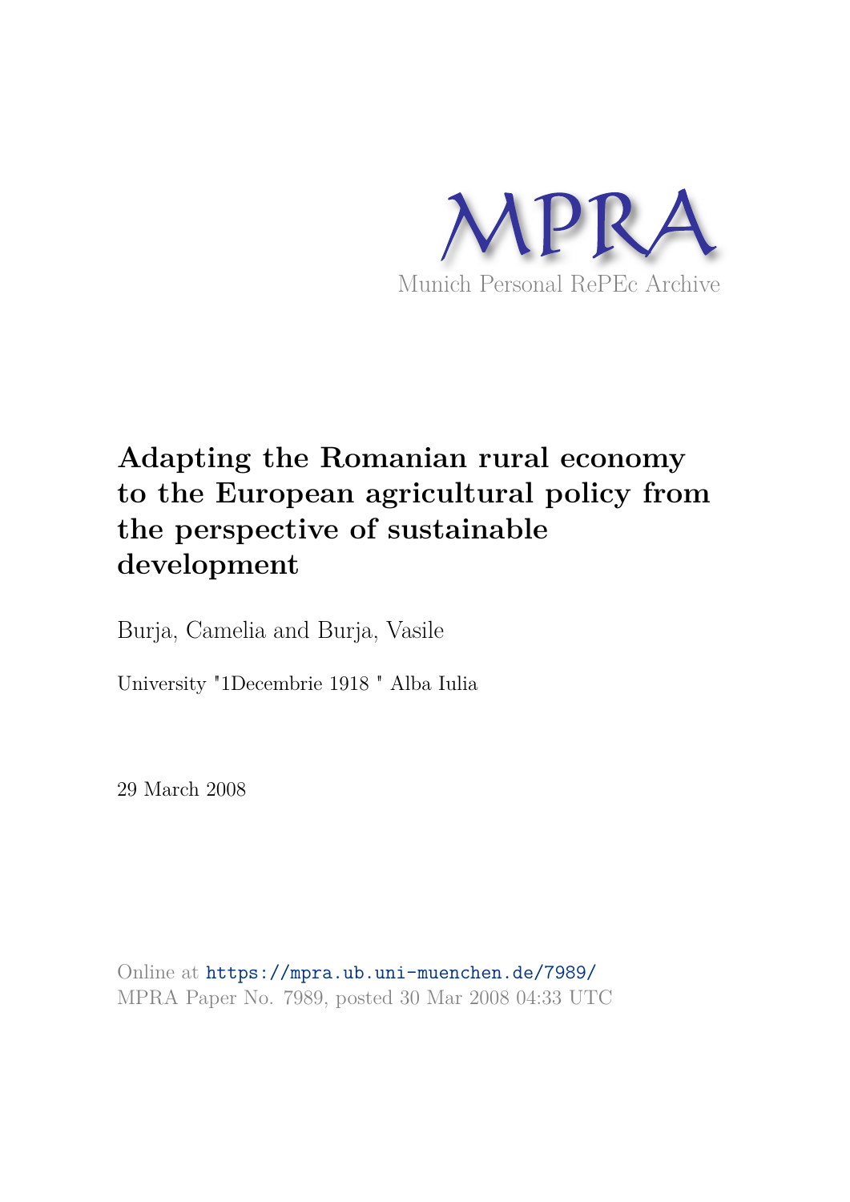MPRA

Munich Personal RePEc Archive

# Adapting the Romanian rural economy to the European agricultural policy from the perspective of sustainable development

Burja, Camelia and Burja, Vasile

University "1Decembrie 1918 " Alba Iulia

29 March 2008

Online at https://mpra.ub.uni-muenchen.de/7989/
MPRA Paper No. 7989, posted 30 Mar 2008 04:33 UTC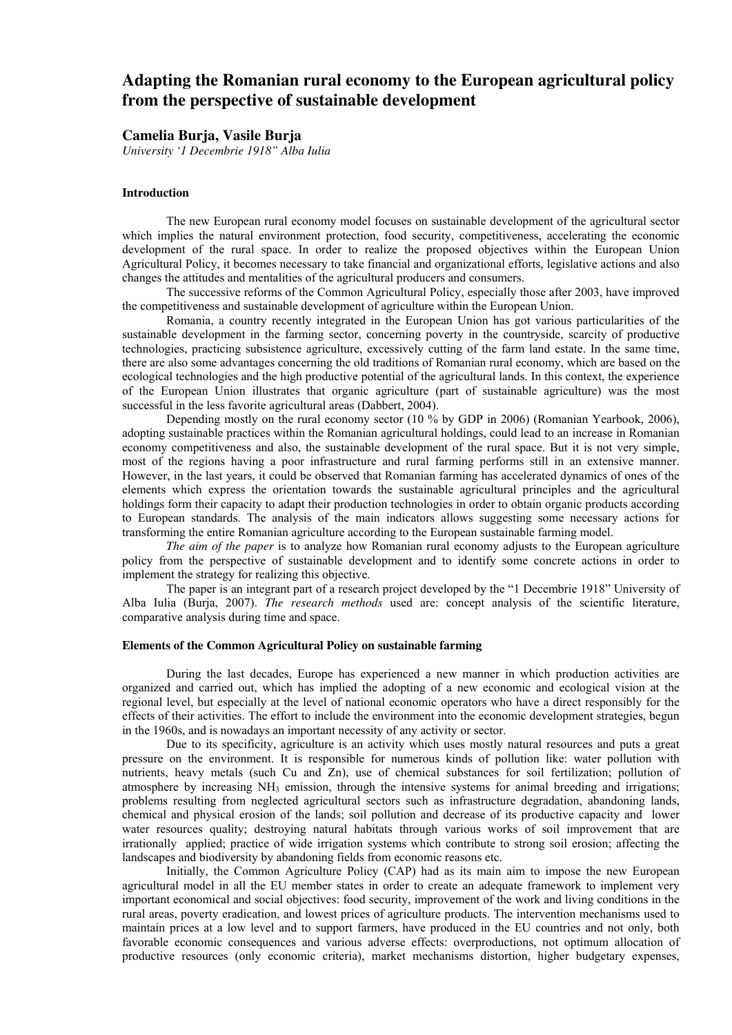# Adapting the Romanian rural economy to the European agricultural policy from the perspective of sustainable development

**Camelia Burja, Vasile Burja**

*University '1 Decembrie 1918" Alba Iulia*

### Introduction

The new European rural economy model focuses on sustainable development of the agricultural sector which implies the natural environment protection, food security, competitiveness, accelerating the economic development of the rural space. In order to realize the proposed objectives within the European Union Agricultural Policy, it becomes necessary to take financial and organizational efforts, legislative actions and also changes the attitudes and mentalities of the agricultural producers and consumers.

The successive reforms of the Common Agricultural Policy, especially those after 2003, have improved the competitiveness and sustainable development of agriculture within the European Union.

Romania, a country recently integrated in the European Union has got various particularities of the sustainable development in the farming sector, concerning poverty in the countryside, scarcity of productive technologies, practicing subsistence agriculture, excessively cutting of the farm land estate. In the same time, there are also some advantages concerning the old traditions of Romanian rural economy, which are based on the ecological technologies and the high productive potential of the agricultural lands. In this context, the experience of the European Union illustrates that organic agriculture (part of sustainable agriculture) was the most successful in the less favorite agricultural areas (Dabbert, 2004).

Depending mostly on the rural economy sector (10 % by GDP in 2006) (Romanian Yearbook, 2006), adopting sustainable practices within the Romanian agricultural holdings, could lead to an increase in Romanian economy competitiveness and also, the sustainable development of the rural space. But it is not very simple, most of the regions having a poor infrastructure and rural farming performs still in an extensive manner. However, in the last years, it could be observed that Romanian farming has accelerated dynamics of ones of the elements which express the orientation towards the sustainable agricultural principles and the agricultural holdings form their capacity to adapt their production technologies in order to obtain organic products according to European standards. The analysis of the main indicators allows suggesting some necessary actions for transforming the entire Romanian agriculture according to the European sustainable farming model.

*The aim of the paper* is to analyze how Romanian rural economy adjusts to the European agriculture policy from the perspective of sustainable development and to identify some concrete actions in order to implement the strategy for realizing this objective.

The paper is an integrant part of a research project developed by the "1 Decembrie 1918" University of Alba Iulia (Burja, 2007). *The research methods* used are: concept analysis of the scientific literature, comparative analysis during time and space.

### Elements of the Common Agricultural Policy on sustainable farming

During the last decades, Europe has experienced a new manner in which production activities are organized and carried out, which has implied the adopting of a new economic and ecological vision at the regional level, but especially at the level of national economic operators who have a direct responsibly for the effects of their activities. The effort to include the environment into the economic development strategies, begun in the 1960s, and is nowadays an important necessity of any activity or sector.

Due to its specificity, agriculture is an activity which uses mostly natural resources and puts a great pressure on the environment. It is responsible for numerous kinds of pollution like: water pollution with nutrients, heavy metals (such Cu and Zn), use of chemical substances for soil fertilization; pollution of atmosphere by increasing $NH_3$ emission, through the intensive systems for animal breeding and irrigations; problems resulting from neglected agricultural sectors such as infrastructure degradation, abandoning lands, chemical and physical erosion of the lands; soil pollution and decrease of its productive capacity and lower water resources quality; destroying natural habitats through various works of soil improvement that are irrationally applied; practice of wide irrigation systems which contribute to strong soil erosion; affecting the landscapes and biodiversity by abandoning fields from economic reasons etc.

Initially, the Common Agriculture Policy (CAP) had as its main aim to impose the new European agricultural model in all the EU member states in order to create an adequate framework to implement very important economical and social objectives: food security, improvement of the work and living conditions in the rural areas, poverty eradication, and lowest prices of agriculture products. The intervention mechanisms used to maintain prices at a low level and to support farmers, have produced in the EU countries and not only, both favorable economic consequences and various adverse effects: overproductions, not optimum allocation of productive resources (only economic criteria), market mechanisms distortion, higher budgetary expenses,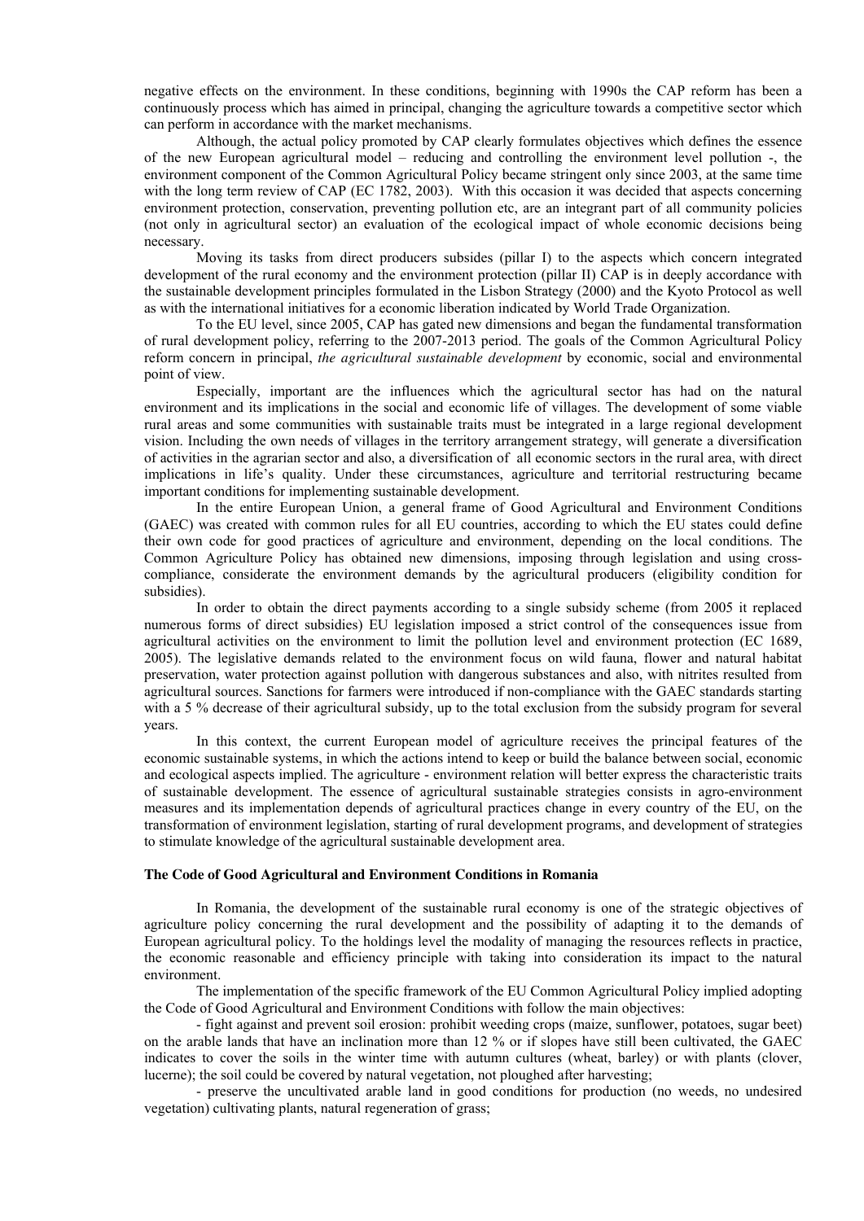negative effects on the environment. In these conditions, beginning with 1990s the CAP reform has been a continuously process which has aimed in principal, changing the agriculture towards a competitive sector which can perform in accordance with the market mechanisms.

Although, the actual policy promoted by CAP clearly formulates objectives which defines the essence of the new European agricultural model – reducing and controlling the environment level pollution -, the environment component of the Common Agricultural Policy became stringent only since 2003, at the same time with the long term review of CAP (EC 1782, 2003). With this occasion it was decided that aspects concerning environment protection, conservation, preventing pollution etc, are an integrant part of all community policies (not only in agricultural sector) an evaluation of the ecological impact of whole economic decisions being necessary.

Moving its tasks from direct producers subsides (pillar I) to the aspects which concern integrated development of the rural economy and the environment protection (pillar II) CAP is in deeply accordance with the sustainable development principles formulated in the Lisbon Strategy (2000) and the Kyoto Protocol as well as with the international initiatives for a economic liberation indicated by World Trade Organization.

To the EU level, since 2005, CAP has gated new dimensions and began the fundamental transformation of rural development policy, referring to the 2007-2013 period. The goals of the Common Agricultural Policy reform concern in principal, *the agricultural sustainable development* by economic, social and environmental point of view.

Especially, important are the influences which the agricultural sector has had on the natural environment and its implications in the social and economic life of villages. The development of some viable rural areas and some communities with sustainable traits must be integrated in a large regional development vision. Including the own needs of villages in the territory arrangement strategy, will generate a diversification of activities in the agrarian sector and also, a diversification of all economic sectors in the rural area, with direct implications in life's quality. Under these circumstances, agriculture and territorial restructuring became important conditions for implementing sustainable development.

In the entire European Union, a general frame of Good Agricultural and Environment Conditions (GAEC) was created with common rules for all EU countries, according to which the EU states could define their own code for good practices of agriculture and environment, depending on the local conditions. The Common Agriculture Policy has obtained new dimensions, imposing through legislation and using cross-compliance, considerate the environment demands by the agricultural producers (eligibility condition for subsidies).

In order to obtain the direct payments according to a single subsidy scheme (from 2005 it replaced numerous forms of direct subsidies) EU legislation imposed a strict control of the consequences issue from agricultural activities on the environment to limit the pollution level and environment protection (EC 1689, 2005). The legislative demands related to the environment focus on wild fauna, flower and natural habitat preservation, water protection against pollution with dangerous substances and also, with nitrites resulted from agricultural sources. Sanctions for farmers were introduced if non-compliance with the GAEC standards starting with a 5 % decrease of their agricultural subsidy, up to the total exclusion from the subsidy program for several years.

In this context, the current European model of agriculture receives the principal features of the economic sustainable systems, in which the actions intend to keep or build the balance between social, economic and ecological aspects implied. The agriculture - environment relation will better express the characteristic traits of sustainable development. The essence of agricultural sustainable strategies consists in agro-environment measures and its implementation depends of agricultural practices change in every country of the EU, on the transformation of environment legislation, starting of rural development programs, and development of strategies to stimulate knowledge of the agricultural sustainable development area.

**The Code of Good Agricultural and Environment Conditions in Romania**

In Romania, the development of the sustainable rural economy is one of the strategic objectives of agriculture policy concerning the rural development and the possibility of adapting it to the demands of European agricultural policy. To the holdings level the modality of managing the resources reflects in practice, the economic reasonable and efficiency principle with taking into consideration its impact to the natural environment.

The implementation of the specific framework of the EU Common Agricultural Policy implied adopting the Code of Good Agricultural and Environment Conditions with follow the main objectives:

- fight against and prevent soil erosion: prohibit weeding crops (maize, sunflower, potatoes, sugar beet) on the arable lands that have an inclination more than 12 % or if slopes have still been cultivated, the GAEC indicates to cover the soils in the winter time with autumn cultures (wheat, barley) or with plants (clover, lucerne); the soil could be covered by natural vegetation, not ploughed after harvesting;

- preserve the uncultivated arable land in good conditions for production (no weeds, no undesired vegetation) cultivating plants, natural regeneration of grass;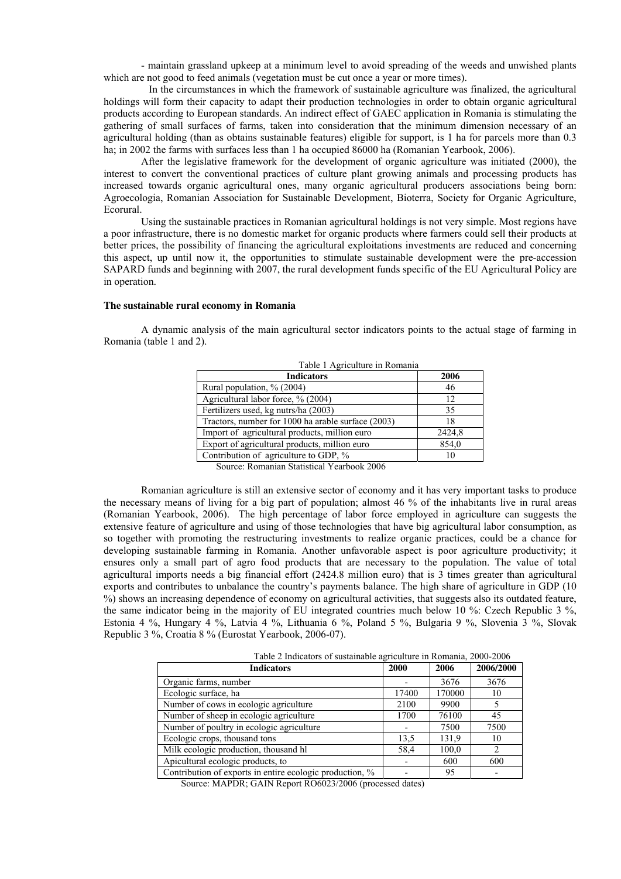- maintain grassland upkeep at a minimum level to avoid spreading of the weeds and unwished plants which are not good to feed animals (vegetation must be cut once a year or more times).

In the circumstances in which the framework of sustainable agriculture was finalized, the agricultural holdings will form their capacity to adapt their production technologies in order to obtain organic agricultural products according to European standards. An indirect effect of GAEC application in Romania is stimulating the gathering of small surfaces of farms, taken into consideration that the minimum dimension necessary of an agricultural holding (than as obtains sustainable features) eligible for support, is 1 ha for parcels more than 0.3 ha; in 2002 the farms with surfaces less than 1 ha occupied 86000 ha (Romanian Yearbook, 2006).

After the legislative framework for the development of organic agriculture was initiated (2000), the interest to convert the conventional practices of culture plant growing animals and processing products has increased towards organic agricultural ones, many organic agricultural producers associations being born: Agroecologia, Romanian Association for Sustainable Development, Bioterra, Society for Organic Agriculture, Ecorural.

Using the sustainable practices in Romanian agricultural holdings is not very simple. Most regions have a poor infrastructure, there is no domestic market for organic products where farmers could sell their products at better prices, the possibility of financing the agricultural exploitations investments are reduced and concerning this aspect, up until now it, the opportunities to stimulate sustainable development were the pre-accession SAPARD funds and beginning with 2007, the rural development funds specific of the EU Agricultural Policy are in operation.

**The sustainable rural economy in Romania**

A dynamic analysis of the main agricultural sector indicators points to the actual stage of farming in Romania (table 1 and 2).

Table 1 Agriculture in Romania

| Indicators | 2006 |
|---|---|
| Rural population, % (2004) | 46 |
| Agricultural labor force, % (2004) | 12 |
| Fertilizers used, kg nutrs/ha (2003) | 35 |
| Tractors, number for 1000 ha arable surface (2003) | 18 |
| Import of agricultural products, million euro | 2424,8 |
| Export of agricultural products, million euro | 854,0 |
| Contribution of agriculture to GDP, % | 10 |

Source: Romanian Statistical Yearbook 2006

Romanian agriculture is still an extensive sector of economy and it has very important tasks to produce the necessary means of living for a big part of population; almost 46 % of the inhabitants live in rural areas (Romanian Yearbook, 2006). The high percentage of labor force employed in agriculture can suggests the extensive feature of agriculture and using of those technologies that have big agricultural labor consumption, as so together with promoting the restructuring investments to realize organic practices, could be a chance for developing sustainable farming in Romania. Another unfavorable aspect is poor agriculture productivity; it ensures only a small part of agro food products that are necessary to the population. The value of total agricultural imports needs a big financial effort (2424.8 million euro) that is 3 times greater than agricultural exports and contributes to unbalance the country's payments balance. The high share of agriculture in GDP (10 %) shows an increasing dependence of economy on agricultural activities, that suggests also its outdated feature, the same indicator being in the majority of EU integrated countries much below 10 %: Czech Republic 3 %, Estonia 4 %, Hungary 4 %, Latvia 4 %, Lithuania 6 %, Poland 5 %, Bulgaria 9 %, Slovenia 3 %, Slovak Republic 3 %, Croatia 8 % (Eurostat Yearbook, 2006-07).

Table 2 Indicators of sustainable agriculture in Romania, 2000-2006

| Indicators | 2000 | 2006 | 2006/2000 |
|---|---|---|---|
| Organic farms, number | - | 3676 | 3676 |
| Ecologic surface, ha | 17400 | 170000 | 10 |
| Number of cows in ecologic agriculture | 2100 | 9900 | 5 |
| Number of sheep in ecologic agriculture | 1700 | 76100 | 45 |
| Number of poultry in ecologic agriculture | - | 7500 | 7500 |
| Ecologic crops, thousand tons | 13,5 | 131,9 | 10 |
| Milk ecologic production, thousand hl | 58,4 | 100,0 | 2 |
| Apicultural ecologic products, to | - | 600 | 600 |
| Contribution of exports in entire ecologic production, % | - | 95 | - |

Source: MAPDR; GAIN Report RO6023/2006 (processed dates)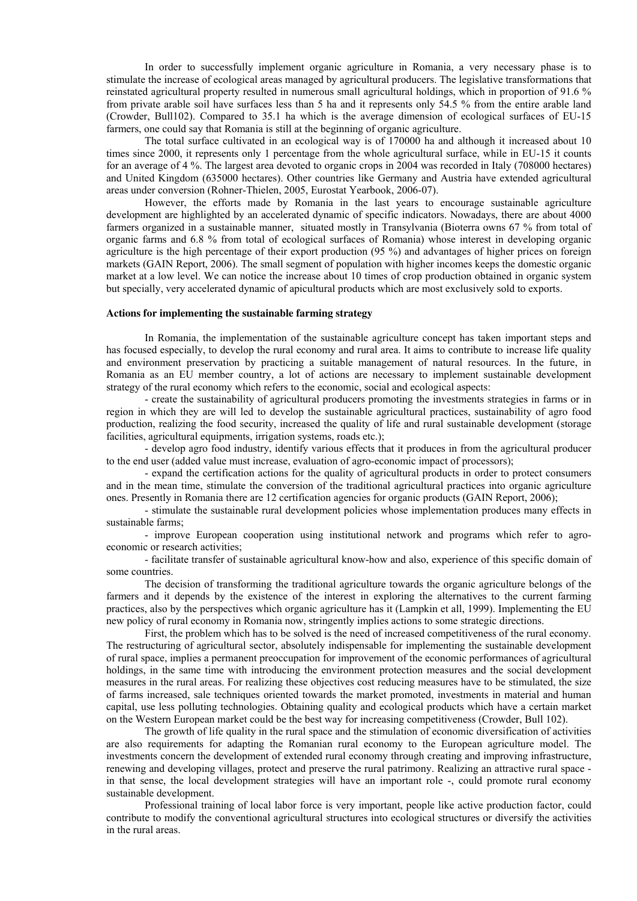In order to successfully implement organic agriculture in Romania, a very necessary phase is to stimulate the increase of ecological areas managed by agricultural producers. The legislative transformations that reinstated agricultural property resulted in numerous small agricultural holdings, which in proportion of 91.6 % from private arable soil have surfaces less than 5 ha and it represents only 54.5 % from the entire arable land (Crowder, Bull102). Compared to 35.1 ha which is the average dimension of ecological surfaces of EU-15 farmers, one could say that Romania is still at the beginning of organic agriculture.

The total surface cultivated in an ecological way is of 170000 ha and although it increased about 10 times since 2000, it represents only 1 percentage from the whole agricultural surface, while in EU-15 it counts for an average of 4 %. The largest area devoted to organic crops in 2004 was recorded in Italy (708000 hectares) and United Kingdom (635000 hectares). Other countries like Germany and Austria have extended agricultural areas under conversion (Rohner-Thielen, 2005, Eurostat Yearbook, 2006-07).

However, the efforts made by Romania in the last years to encourage sustainable agriculture development are highlighted by an accelerated dynamic of specific indicators. Nowadays, there are about 4000 farmers organized in a sustainable manner, situated mostly in Transylvania (Bioterra owns 67 % from total of organic farms and 6.8 % from total of ecological surfaces of Romania) whose interest in developing organic agriculture is the high percentage of their export production (95 %) and advantages of higher prices on foreign markets (GAIN Report, 2006). The small segment of population with higher incomes keeps the domestic organic market at a low level. We can notice the increase about 10 times of crop production obtained in organic system but specially, very accelerated dynamic of apicultural products which are most exclusively sold to exports.

**Actions for implementing the sustainable farming strategy**

In Romania, the implementation of the sustainable agriculture concept has taken important steps and has focused especially, to develop the rural economy and rural area. It aims to contribute to increase life quality and environment preservation by practicing a suitable management of natural resources. In the future, in Romania as an EU member country, a lot of actions are necessary to implement sustainable development strategy of the rural economy which refers to the economic, social and ecological aspects:

- create the sustainability of agricultural producers promoting the investments strategies in farms or in region in which they are will led to develop the sustainable agricultural practices, sustainability of agro food production, realizing the food security, increased the quality of life and rural sustainable development (storage facilities, agricultural equipments, irrigation systems, roads etc.);
- develop agro food industry, identify various effects that it produces in from the agricultural producer to the end user (added value must increase, evaluation of agro-economic impact of processors);
- expand the certification actions for the quality of agricultural products in order to protect consumers and in the mean time, stimulate the conversion of the traditional agricultural practices into organic agriculture ones. Presently in Romania there are 12 certification agencies for organic products (GAIN Report, 2006);
- stimulate the sustainable rural development policies whose implementation produces many effects in sustainable farms;
- improve European cooperation using institutional network and programs which refer to agro-economic or research activities;
- facilitate transfer of sustainable agricultural know-how and also, experience of this specific domain of some countries.

The decision of transforming the traditional agriculture towards the organic agriculture belongs of the farmers and it depends by the existence of the interest in exploring the alternatives to the current farming practices, also by the perspectives which organic agriculture has it (Lampkin et all, 1999). Implementing the EU new policy of rural economy in Romania now, stringently implies actions to some strategic directions.

First, the problem which has to be solved is the need of increased competitiveness of the rural economy. The restructuring of agricultural sector, absolutely indispensable for implementing the sustainable development of rural space, implies a permanent preoccupation for improvement of the economic performances of agricultural holdings, in the same time with introducing the environment protection measures and the social development measures in the rural areas. For realizing these objectives cost reducing measures have to be stimulated, the size of farms increased, sale techniques oriented towards the market promoted, investments in material and human capital, use less polluting technologies. Obtaining quality and ecological products which have a certain market on the Western European market could be the best way for increasing competitiveness (Crowder, Bull 102).

The growth of life quality in the rural space and the stimulation of economic diversification of activities are also requirements for adapting the Romanian rural economy to the European agriculture model. The investments concern the development of extended rural economy through creating and improving infrastructure, renewing and developing villages, protect and preserve the rural patrimony. Realizing an attractive rural space - in that sense, the local development strategies will have an important role -, could promote rural economy sustainable development.

Professional training of local labor force is very important, people like active production factor, could contribute to modify the conventional agricultural structures into ecological structures or diversify the activities in the rural areas.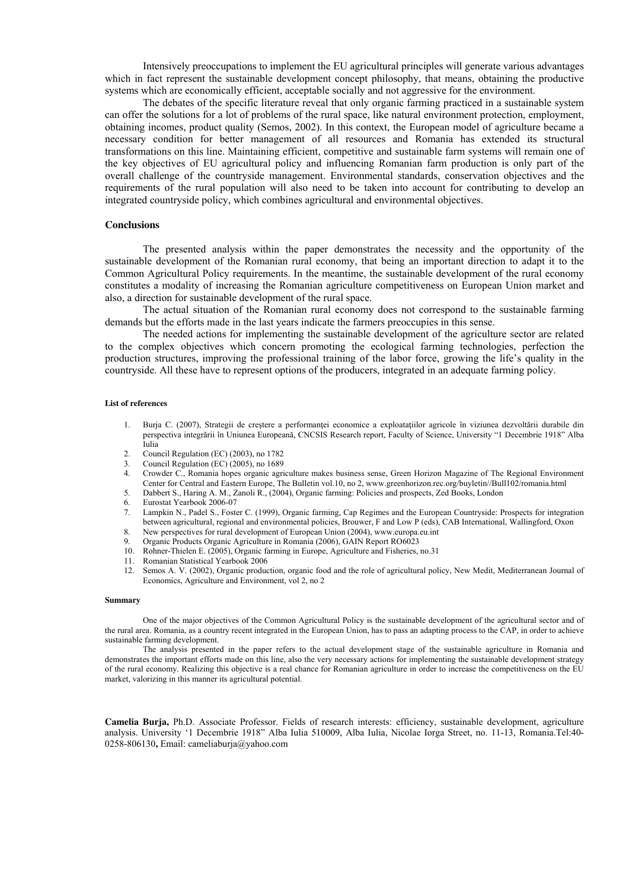Intensively preoccupations to implement the EU agricultural principles will generate various advantages which in fact represent the sustainable development concept philosophy, that means, obtaining the productive systems which are economically efficient, acceptable socially and not aggressive for the environment.

The debates of the specific literature reveal that only organic farming practiced in a sustainable system can offer the solutions for a lot of problems of the rural space, like natural environment protection, employment, obtaining incomes, product quality (Semos, 2002). In this context, the European model of agriculture became a necessary condition for better management of all resources and Romania has extended its structural transformations on this line. Maintaining efficient, competitive and sustainable farm systems will remain one of the key objectives of EU agricultural policy and influencing Romanian farm production is only part of the overall challenge of the countryside management. Environmental standards, conservation objectives and the requirements of the rural population will also need to be taken into account for contributing to develop an integrated countryside policy, which combines agricultural and environmental objectives.

## Conclusions

The presented analysis within the paper demonstrates the necessity and the opportunity of the sustainable development of the Romanian rural economy, that being an important direction to adapt it to the Common Agricultural Policy requirements. In the meantime, the sustainable development of the rural economy constitutes a modality of increasing the Romanian agriculture competitiveness on European Union market and also, a direction for sustainable development of the rural space.

The actual situation of the Romanian rural economy does not correspond to the sustainable farming demands but the efforts made in the last years indicate the farmers preoccupies in this sense.

The needed actions for implementing the sustainable development of the agriculture sector are related to the complex objectives which concern promoting the ecological farming technologies, perfection the production structures, improving the professional training of the labor force, growing the life's quality in the countryside. All these have to represent options of the producers, integrated in an adequate farming policy.

#### List of references

1. Burja C. (2007), Strategii de creştere a performanţei economice a exploataţiilor agricole în viziunea dezvoltării durabile din perspectiva integrării în Uniunea Europeană, CNCSIS Research report, Faculty of Science, University "1 Decembrie 1918" Alba Iulia
2. Council Regulation (EC) (2003), no 1782
3. Council Regulation (EC) (2005), no 1689
4. Crowder C., Romania hopes organic agriculture makes business sense, Green Horizon Magazine of The Regional Environment Center for Central and Eastern Europe, The Bulletin vol.10, no 2, www.greenhorizon.rec.org/buyletin//Bull102/romania.html
5. Dabbert S., Haring A. M., Zanoli R., (2004), Organic farming: Policies and prospects, Zed Books, London
6. Eurostat Yearbook 2006-07
7. Lampkin N., Padel S., Foster C. (1999), Organic farming, Cap Regimes and the European Countryside: Prospects for integration between agricultural, regional and environmental policies, Brouwer, F and Low P (eds), CAB International, Wallingford, Oxon
8. New perspectives for rural development of European Union (2004), www.europa.eu.int
9. Organic Products Organic Agriculture in Romania (2006), GAIN Report RO6023
10. Rohner-Thielen E. (2005), Organic farming in Europe, Agriculture and Fisheries, no.31
11. Romanian Statistical Yearbook 2006
12. Semos A. V. (2002), Organic production, organic food and the role of agricultural policy, New Medit, Mediterranean Journal of Economics, Agriculture and Environment, vol 2, no 2

#### Summary

One of the major objectives of the Common Agricultural Policy is the sustainable development of the agricultural sector and of the rural area. Romania, as a country recent integrated in the European Union, has to pass an adapting process to the CAP, in order to achieve sustainable farming development.

The analysis presented in the paper refers to the actual development stage of the sustainable agriculture in Romania and demonstrates the important efforts made on this line, also the very necessary actions for implementing the sustainable development strategy of the rural economy. Realizing this objective is a real chance for Romanian agriculture in order to increase the competitiveness on the EU market, valorizing in this manner its agricultural potential.

**Camelia Burja,** Ph.D. Associate Professor. Fields of research interests: efficiency, sustainable development, agriculture analysis. University '1 Decembrie 1918" Alba Iulia 510009, Alba Iulia, Nicolae Iorga Street, no. 11-13, Romania.Tel:40-0258-806130**,** Email: cameliaburja@yahoo.com